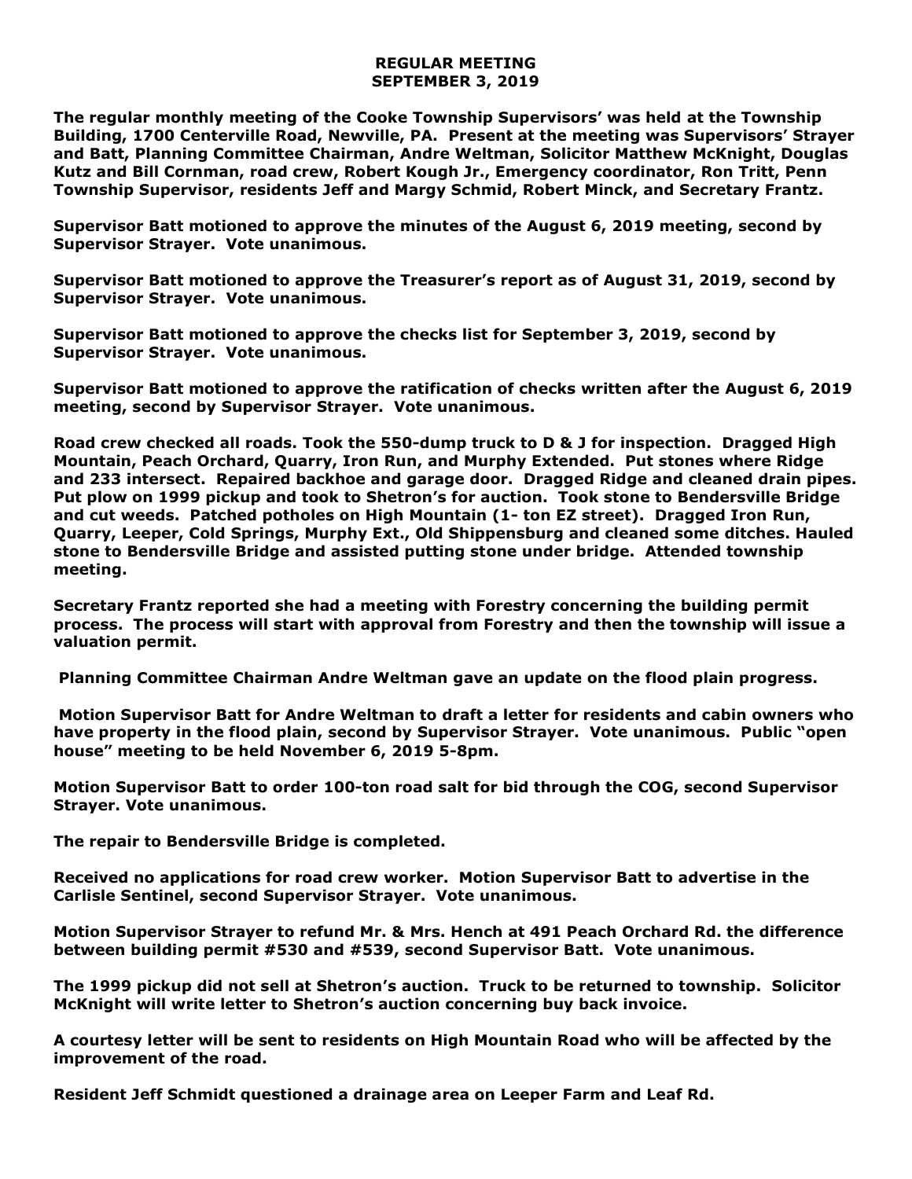# REGULAR MEETING
# SEPTEMBER 3, 2019

The regular monthly meeting of the Cooke Township Supervisors' was held at the Township Building, 1700 Centerville Road, Newville, PA. Present at the meeting was Supervisors' Strayer and Batt, Planning Committee Chairman, Andre Weltman, Solicitor Matthew McKnight, Douglas Kutz and Bill Cornman, road crew, Robert Kough Jr., Emergency coordinator, Ron Tritt, Penn Township Supervisor, residents Jeff and Margy Schmid, Robert Minck, and Secretary Frantz.

Supervisor Batt motioned to approve the minutes of the August 6, 2019 meeting, second by Supervisor Strayer. Vote unanimous.

Supervisor Batt motioned to approve the Treasurer's report as of August 31, 2019, second by Supervisor Strayer. Vote unanimous.

Supervisor Batt motioned to approve the checks list for September 3, 2019, second by Supervisor Strayer. Vote unanimous.

Supervisor Batt motioned to approve the ratification of checks written after the August 6, 2019 meeting, second by Supervisor Strayer. Vote unanimous.

Road crew checked all roads. Took the 550-dump truck to D & J for inspection. Dragged High Mountain, Peach Orchard, Quarry, Iron Run, and Murphy Extended. Put stones where Ridge and 233 intersect. Repaired backhoe and garage door. Dragged Ridge and cleaned drain pipes. Put plow on 1999 pickup and took to Shetron's for auction. Took stone to Bendersville Bridge and cut weeds. Patched potholes on High Mountain (1- ton EZ street). Dragged Iron Run, Quarry, Leeper, Cold Springs, Murphy Ext., Old Shippensburg and cleaned some ditches. Hauled stone to Bendersville Bridge and assisted putting stone under bridge. Attended township meeting.

Secretary Frantz reported she had a meeting with Forestry concerning the building permit process. The process will start with approval from Forestry and then the township will issue a valuation permit.

Planning Committee Chairman Andre Weltman gave an update on the flood plain progress.

Motion Supervisor Batt for Andre Weltman to draft a letter for residents and cabin owners who have property in the flood plain, second by Supervisor Strayer. Vote unanimous. Public "open house" meeting to be held November 6, 2019 5-8pm.

Motion Supervisor Batt to order 100-ton road salt for bid through the COG, second Supervisor Strayer. Vote unanimous.

The repair to Bendersville Bridge is completed.

Received no applications for road crew worker. Motion Supervisor Batt to advertise in the Carlisle Sentinel, second Supervisor Strayer. Vote unanimous.

Motion Supervisor Strayer to refund Mr. & Mrs. Hench at 491 Peach Orchard Rd. the difference between building permit #530 and #539, second Supervisor Batt. Vote unanimous.

The 1999 pickup did not sell at Shetron's auction. Truck to be returned to township. Solicitor McKnight will write letter to Shetron's auction concerning buy back invoice.

A courtesy letter will be sent to residents on High Mountain Road who will be affected by the improvement of the road.

Resident Jeff Schmidt questioned a drainage area on Leeper Farm and Leaf Rd.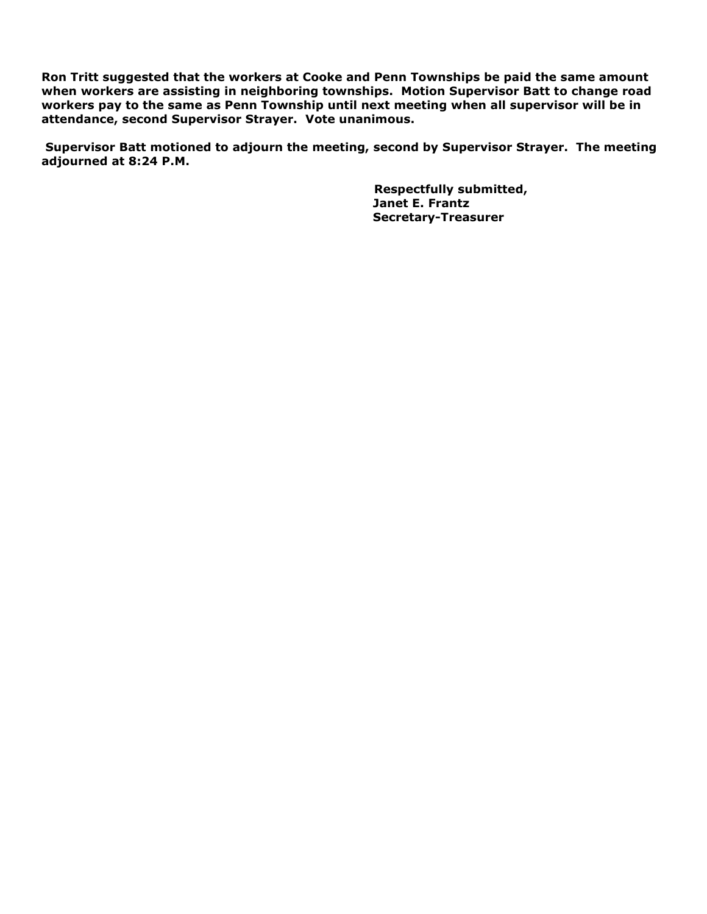**Ron Tritt suggested that the workers at Cooke and Penn Townships be paid the same amount when workers are assisting in neighboring townships. Motion Supervisor Batt to change road workers pay to the same as Penn Township until next meeting when all supervisor will be in attendance, second Supervisor Strayer. Vote unanimous.**

**Supervisor Batt motioned to adjourn the meeting, second by Supervisor Strayer. The meeting adjourned at 8:24 P.M.**

**Respectfully submitted,**
**Janet E. Frantz**
**Secretary-Treasurer**